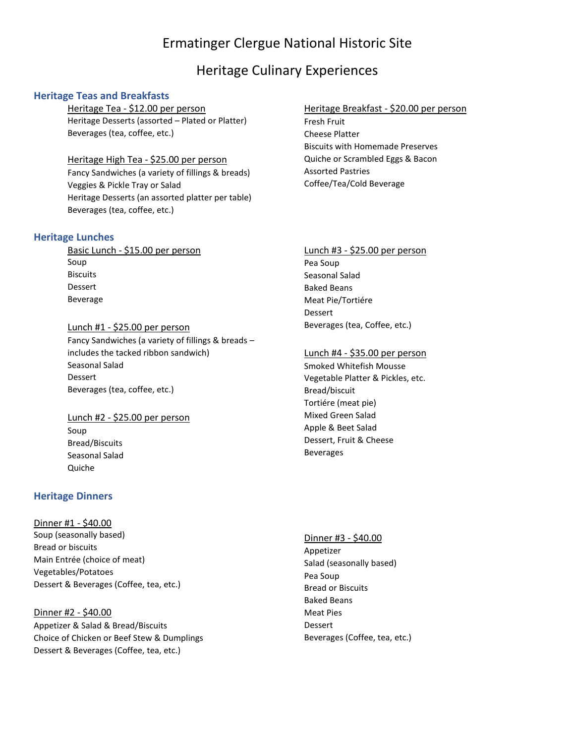# Ermatinger Clergue National Historic Site

## Heritage Culinary Experiences

### Heritage Teas and Breakfasts

Heritage Tea - $12.00 per person

Heritage Desserts (assorted – Plated or Platter)
Beverages (tea, coffee, etc.)

Heritage High Tea - $25.00 per person

Fancy Sandwiches (a variety of fillings & breads)
Veggies & Pickle Tray or Salad
Heritage Desserts (an assorted platter per table)
Beverages (tea, coffee, etc.)

Heritage Breakfast - $20.00 per person

Fresh Fruit
Cheese Platter
Biscuits with Homemade Preserves
Quiche or Scrambled Eggs & Bacon
Assorted Pastries
Coffee/Tea/Cold Beverage

### Heritage Lunches

Basic Lunch - $15.00 per person

Soup
Biscuits
Dessert
Beverage

Lunch #1 - $25.00 per person

Fancy Sandwiches (a variety of fillings & breads – includes the tacked ribbon sandwich)
Seasonal Salad
Dessert
Beverages (tea, coffee, etc.)

Lunch #2 - $25.00 per person

Soup
Bread/Biscuits
Seasonal Salad
Quiche

Lunch #3 - $25.00 per person

Pea Soup
Seasonal Salad
Baked Beans
Meat Pie/Tortiére
Dessert
Beverages (tea, Coffee, etc.)

Lunch #4 - $35.00 per person

Smoked Whitefish Mousse
Vegetable Platter & Pickles, etc.
Bread/biscuit
Tortiére (meat pie)
Mixed Green Salad
Apple & Beet Salad
Dessert, Fruit & Cheese
Beverages

### Heritage Dinners

Dinner #1 - $40.00

Soup (seasonally based)
Bread or biscuits
Main Entrée (choice of meat)
Vegetables/Potatoes
Dessert & Beverages (Coffee, tea, etc.)

Dinner #2 - $40.00

Appetizer & Salad & Bread/Biscuits
Choice of Chicken or Beef Stew & Dumplings
Dessert & Beverages (Coffee, tea, etc.)

Dinner #3 - $40.00

Appetizer
Salad (seasonally based)
Pea Soup
Bread or Biscuits
Baked Beans
Meat Pies
Dessert
Beverages (Coffee, tea, etc.)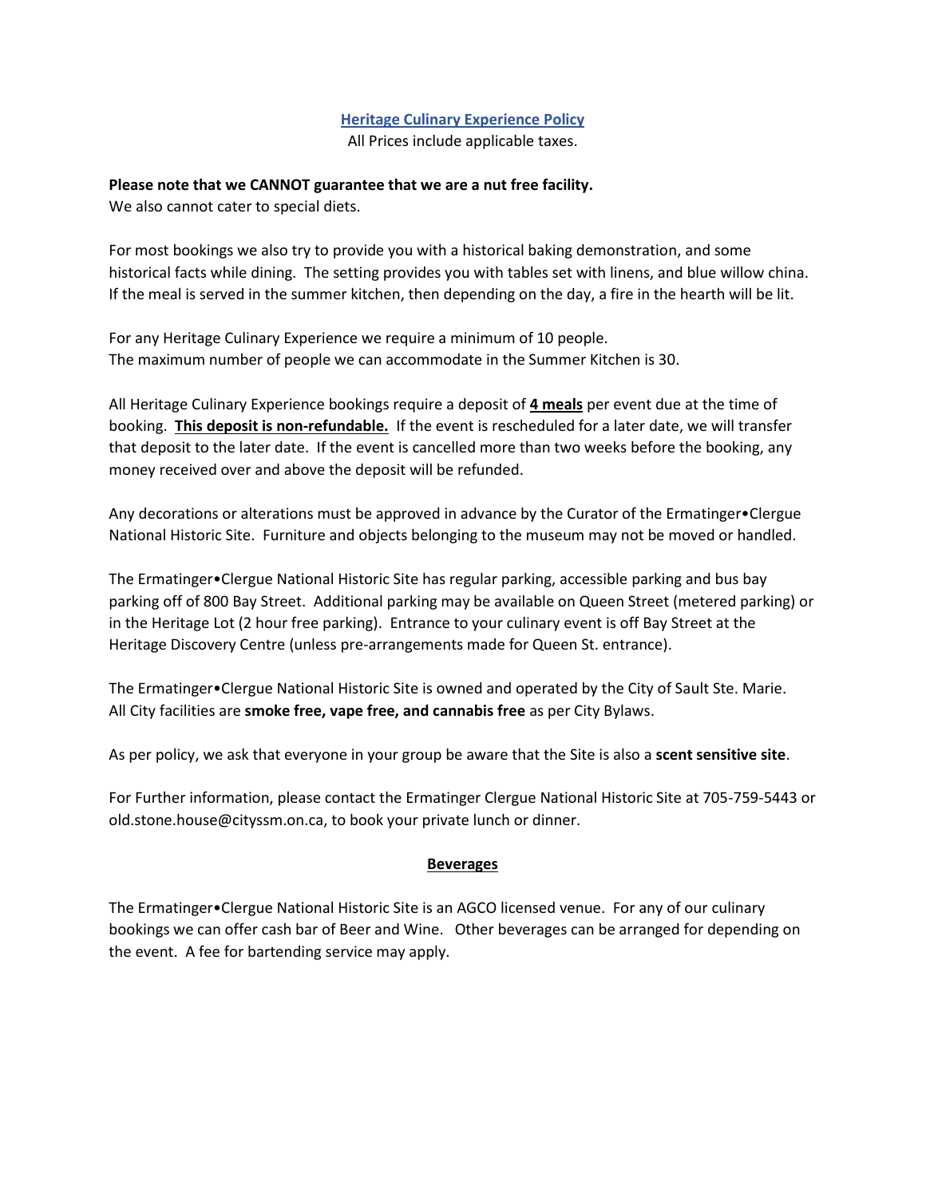## Heritage Culinary Experience Policy

All Prices include applicable taxes.

**Please note that we CANNOT guarantee that we are a nut free facility.**
We also cannot cater to special diets.

For most bookings we also try to provide you with a historical baking demonstration, and some historical facts while dining. The setting provides you with tables set with linens, and blue willow china. If the meal is served in the summer kitchen, then depending on the day, a fire in the hearth will be lit.

For any Heritage Culinary Experience we require a minimum of 10 people.
The maximum number of people we can accommodate in the Summer Kitchen is 30.

All Heritage Culinary Experience bookings require a deposit of **4 meals** per event due at the time of booking. **This deposit is non-refundable.** If the event is rescheduled for a later date, we will transfer that deposit to the later date. If the event is cancelled more than two weeks before the booking, any money received over and above the deposit will be refunded.

Any decorations or alterations must be approved in advance by the Curator of the Ermatinger•Clergue National Historic Site. Furniture and objects belonging to the museum may not be moved or handled.

The Ermatinger•Clergue National Historic Site has regular parking, accessible parking and bus bay parking off of 800 Bay Street. Additional parking may be available on Queen Street (metered parking) or in the Heritage Lot (2 hour free parking). Entrance to your culinary event is off Bay Street at the Heritage Discovery Centre (unless pre-arrangements made for Queen St. entrance).

The Ermatinger•Clergue National Historic Site is owned and operated by the City of Sault Ste. Marie. All City facilities are **smoke free, vape free, and cannabis free** as per City Bylaws.

As per policy, we ask that everyone in your group be aware that the Site is also a **scent sensitive site**.

For Further information, please contact the Ermatinger Clergue National Historic Site at 705-759-5443 or old.stone.house@cityssm.on.ca, to book your private lunch or dinner.

## Beverages

The Ermatinger•Clergue National Historic Site is an AGCO licensed venue. For any of our culinary bookings we can offer cash bar of Beer and Wine. Other beverages can be arranged for depending on the event. A fee for bartending service may apply.